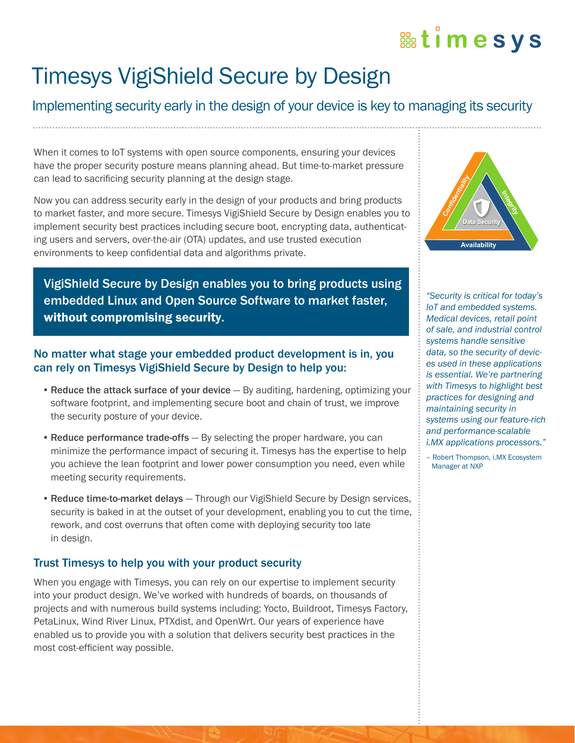# Timesys VigiShield Secure by Design

## Implementing security early in the design of your device is key to managing its security

When it comes to IoT systems with open source components, ensuring your devices have the proper security posture means planning ahead. But time-to-market pressure can lead to sacrificing security planning at the design stage.

Now you can address security early in the design of your products and bring products to market faster, and more secure. Timesys VigiShield Secure by Design enables you to implement security best practices including secure boot, encrypting data, authenticating users and servers, over-the-air (OTA) updates, and use trusted execution environments to keep confidential data and algorithms private.

**VigiShield Secure by Design enables you to bring products using embedded Linux and Open Source Software to market faster, without compromising security.**

### No matter what stage your embedded product development is in, you can rely on Timesys VigiShield Secure by Design to help you:

- **Reduce the attack surface of your device** — By auditing, hardening, optimizing your software footprint, and implementing secure boot and chain of trust, we improve the security posture of your device.
- **Reduce performance trade-offs** — By selecting the proper hardware, you can minimize the performance impact of securing it. Timesys has the expertise to help you achieve the lean footprint and lower power consumption you need, even while meeting security requirements.
- **Reduce time-to-market delays** — Through our VigiShield Secure by Design services, security is baked in at the outset of your development, enabling you to cut the time, rework, and cost overruns that often come with deploying security too late in design.

### Trust Timesys to help you with your product security

When you engage with Timesys, you can rely on our expertise to implement security into your product design. We've worked with hundreds of boards, on thousands of projects and with numerous build systems including: Yocto, Buildroot, Timesys Factory, PetaLinux, Wind River Linux, PTXdist, and OpenWrt. Our years of experience have enabled us to provide you with a solution that delivers security best practices in the most cost-efficient way possible.

Confidentiality · Integrity · Availability · Data Security

*"Security is critical for today's IoT and embedded systems. Medical devices, retail point of sale, and industrial control systems handle sensitive data, so the security of devices used in these applications is essential. We're partnering with Timesys to highlight best practices for designing and maintaining security in systems using our feature-rich and performance-scalable i.MX applications processors."*

– Robert Thompson, i.MX Ecosystem Manager at NXP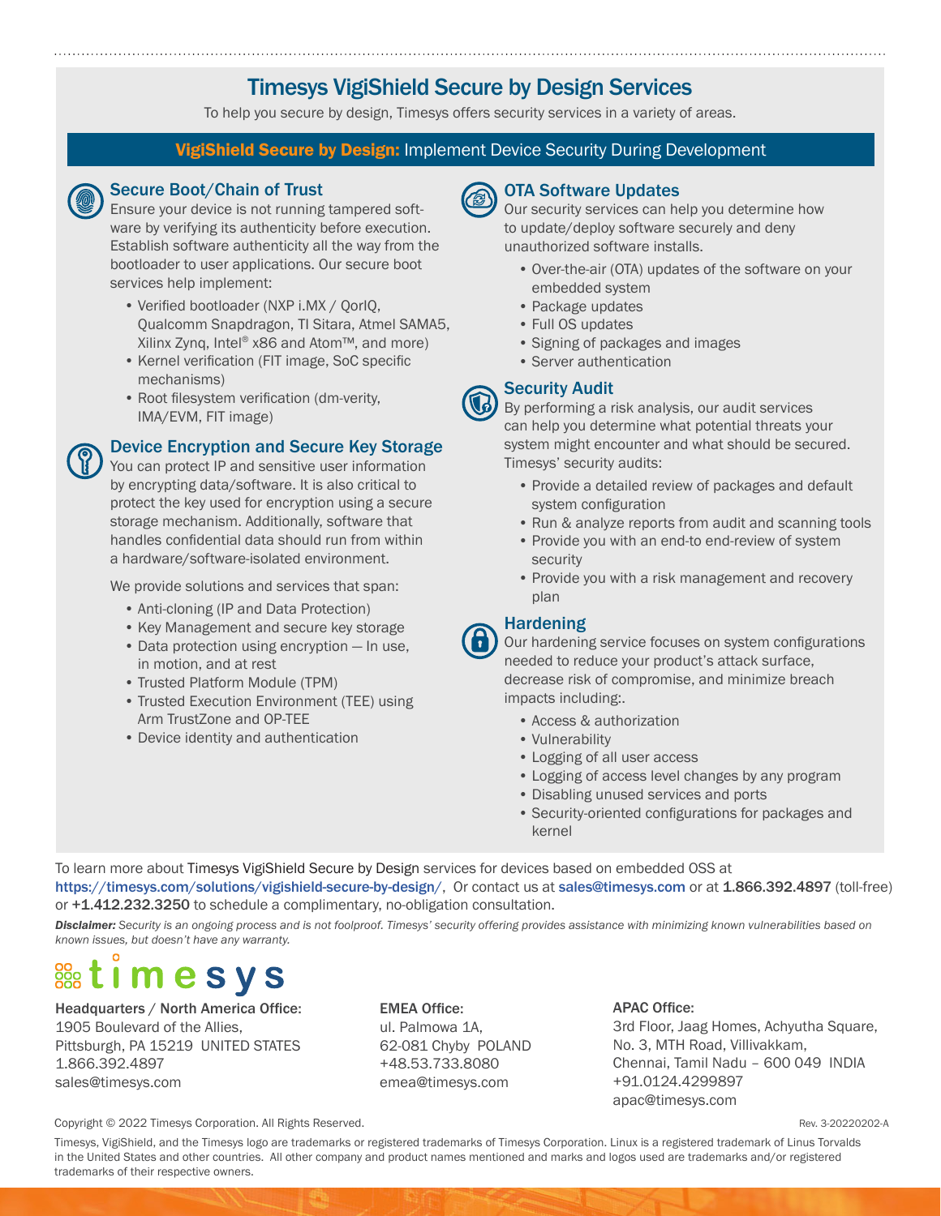# Timesys VigiShield Secure by Design Services

To help you secure by design, Timesys offers security services in a variety of areas.

## VigiShield Secure by Design: Implement Device Security During Development

### Secure Boot/Chain of Trust

Ensure your device is not running tampered software by verifying its authenticity before execution. Establish software authenticity all the way from the bootloader to user applications. Our secure boot services help implement:

- Verified bootloader (NXP i.MX / QorIQ, Qualcomm Snapdragon, TI Sitara, Atmel SAMA5, Xilinx Zynq, Intel® x86 and Atom™, and more)
- Kernel verification (FIT image, SoC specific mechanisms)
- Root filesystem verification (dm-verity, IMA/EVM, FIT image)

### Device Encryption and Secure Key Storage

You can protect IP and sensitive user information by encrypting data/software. It is also critical to protect the key used for encryption using a secure storage mechanism. Additionally, software that handles confidential data should run from within a hardware/software-isolated environment.

We provide solutions and services that span:

- Anti-cloning (IP and Data Protection)
- Key Management and secure key storage
- Data protection using encryption — In use, in motion, and at rest
- Trusted Platform Module (TPM)
- Trusted Execution Environment (TEE) using Arm TrustZone and OP-TEE
- Device identity and authentication

### OTA Software Updates

Our security services can help you determine how to update/deploy software securely and deny unauthorized software installs.

- Over-the-air (OTA) updates of the software on your embedded system
- Package updates
- Full OS updates
- Signing of packages and images
- Server authentication

### Security Audit

By performing a risk analysis, our audit services can help you determine what potential threats your system might encounter and what should be secured. Timesys' security audits:

- Provide a detailed review of packages and default system configuration
- Run & analyze reports from audit and scanning tools
- Provide you with an end-to-end-review of system security
- Provide you with a risk management and recovery plan

### Hardening

Our hardening service focuses on system configurations needed to reduce your product's attack surface, decrease risk of compromise, and minimize breach impacts including:.

- Access & authorization
- Vulnerability
- Logging of all user access
- Logging of access level changes by any program
- Disabling unused services and ports
- Security-oriented configurations for packages and kernel

To learn more about Timesys VigiShield Secure by Design services for devices based on embedded OSS at https://timesys.com/solutions/vigishield-secure-by-design/, Or contact us at sales@timesys.com or at **1.866.392.4897** (toll-free) or **+1.412.232.3250** to schedule a complimentary, no-obligation consultation.

***Disclaimer:*** *Security is an ongoing process and is not foolproof. Timesys' security offering provides assistance with minimizing known vulnerabilities based on known issues, but doesn't have any warranty.*

timesys

**Headquarters / North America Office:**
1905 Boulevard of the Allies,
Pittsburgh, PA 15219 UNITED STATES
1.866.392.4897
sales@timesys.com

**EMEA Office:**
ul. Palmowa 1A,
62-081 Chyby POLAND
+48.53.733.8080
emea@timesys.com

**APAC Office:**
3rd Floor, Jaag Homes, Achyutha Square,
No. 3, MTH Road, Villivakkam,
Chennai, Tamil Nadu – 600 049 INDIA
+91.0124.4299897
apac@timesys.com

Copyright © 2022 Timesys Corporation. All Rights Reserved.

Rev. 3-20220202-A

Timesys, VigiShield, and the Timesys logo are trademarks or registered trademarks of Timesys Corporation. Linux is a registered trademark of Linus Torvalds in the United States and other countries. All other company and product names mentioned and marks and logos used are trademarks and/or registered trademarks of their respective owners.